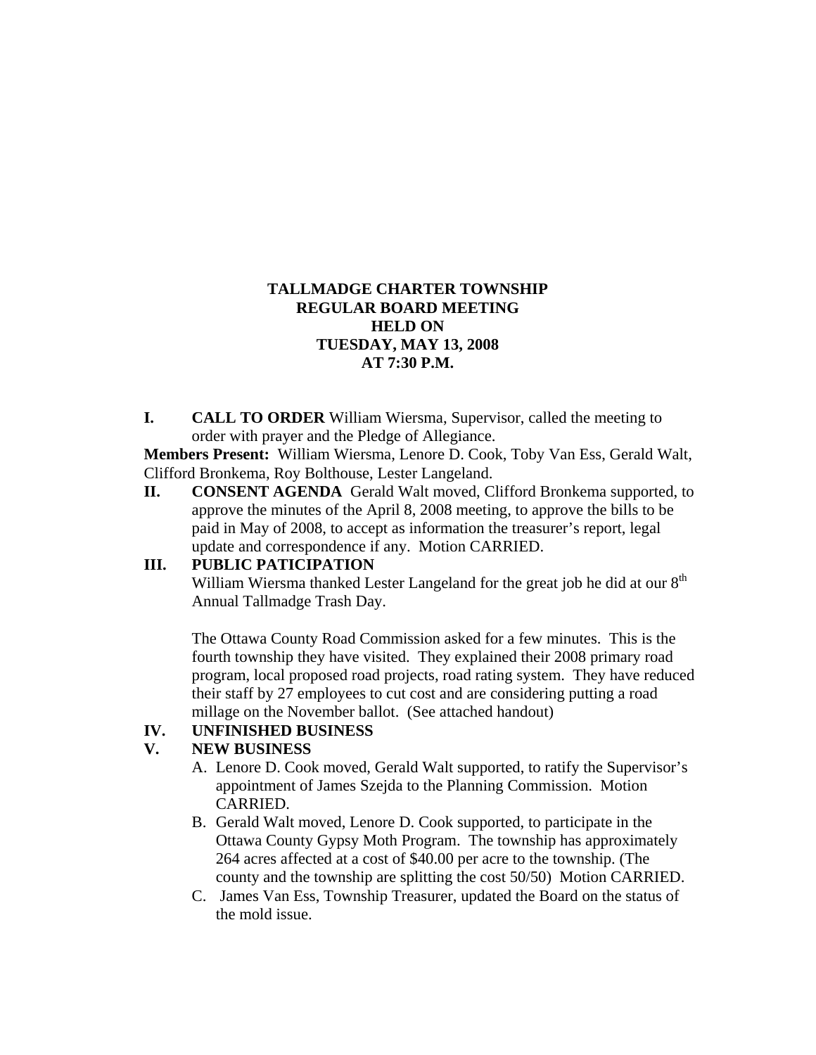**TALLMADGE CHARTER TOWNSHIP**
**REGULAR BOARD MEETING**
**HELD ON**
**TUESDAY, MAY 13, 2008**
**AT 7:30 P.M.**

**I. CALL TO ORDER** William Wiersma, Supervisor, called the meeting to order with prayer and the Pledge of Allegiance.

**Members Present:** William Wiersma, Lenore D. Cook, Toby Van Ess, Gerald Walt, Clifford Bronkema, Roy Bolthouse, Lester Langeland.

**II. CONSENT AGENDA** Gerald Walt moved, Clifford Bronkema supported, to approve the minutes of the April 8, 2008 meeting, to approve the bills to be paid in May of 2008, to accept as information the treasurer's report, legal update and correspondence if any. Motion CARRIED.

**III. PUBLIC PATICIPATION**

William Wiersma thanked Lester Langeland for the great job he did at our 8th Annual Tallmadge Trash Day.

The Ottawa County Road Commission asked for a few minutes. This is the fourth township they have visited. They explained their 2008 primary road program, local proposed road projects, road rating system. They have reduced their staff by 27 employees to cut cost and are considering putting a road millage on the November ballot. (See attached handout)

**IV. UNFINISHED BUSINESS**

**V. NEW BUSINESS**

A. Lenore D. Cook moved, Gerald Walt supported, to ratify the Supervisor's appointment of James Szejda to the Planning Commission. Motion CARRIED.

B. Gerald Walt moved, Lenore D. Cook supported, to participate in the Ottawa County Gypsy Moth Program. The township has approximately 264 acres affected at a cost of $40.00 per acre to the township. (The county and the township are splitting the cost 50/50) Motion CARRIED.

C. James Van Ess, Township Treasurer, updated the Board on the status of the mold issue.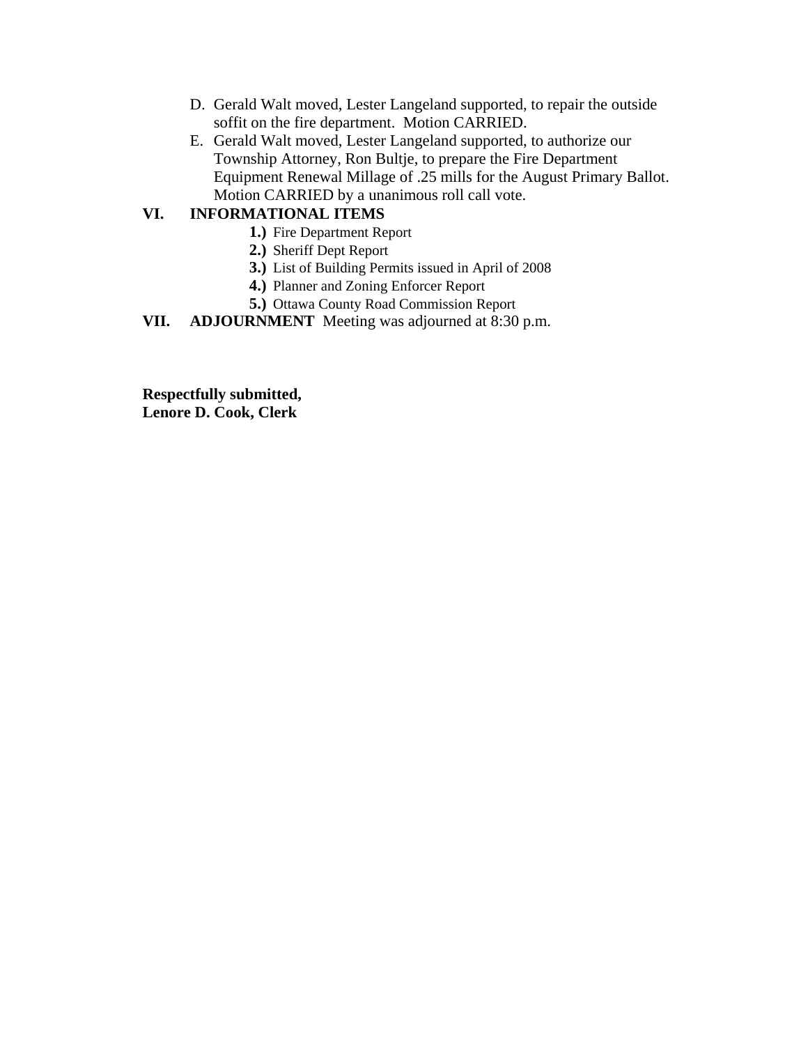D. Gerald Walt moved, Lester Langeland supported, to repair the outside soffit on the fire department. Motion CARRIED.

E. Gerald Walt moved, Lester Langeland supported, to authorize our Township Attorney, Ron Bultje, to prepare the Fire Department Equipment Renewal Millage of .25 mills for the August Primary Ballot. Motion CARRIED by a unanimous roll call vote.

## VI. INFORMATIONAL ITEMS

1.) Fire Department Report
2.) Sheriff Dept Report
3.) List of Building Permits issued in April of 2008
4.) Planner and Zoning Enforcer Report
5.) Ottawa County Road Commission Report

## VII. ADJOURNMENT

Meeting was adjourned at 8:30 p.m.

**Respectfully submitted,**
**Lenore D. Cook, Clerk**